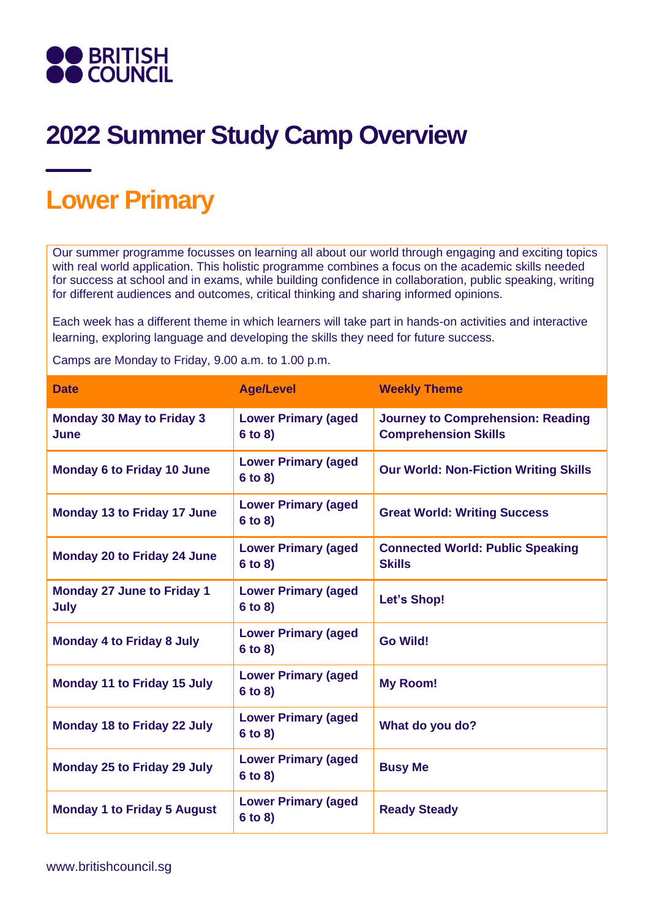BRITISH COUNCIL

# 2022 Summer Study Camp Overview

## Lower Primary

Our summer programme focusses on learning all about our world through engaging and exciting topics with real world application. This holistic programme combines a focus on the academic skills needed for success at school and in exams, while building confidence in collaboration, public speaking, writing for different audiences and outcomes, critical thinking and sharing informed opinions.

Each week has a different theme in which learners will take part in hands-on activities and interactive learning, exploring language and developing the skills they need for future success.

Camps are Monday to Friday, 9.00 a.m. to 1.00 p.m.

| Date | Age/Level | Weekly Theme |
|---|---|---|
| **Monday 30 May to Friday 3 June** | **Lower Primary (aged 6 to 8)** | **Journey to Comprehension: Reading Comprehension Skills** |
| **Monday 6 to Friday 10 June** | **Lower Primary (aged 6 to 8)** | **Our World: Non-Fiction Writing Skills** |
| **Monday 13 to Friday 17 June** | **Lower Primary (aged 6 to 8)** | **Great World: Writing Success** |
| **Monday 20 to Friday 24 June** | **Lower Primary (aged 6 to 8)** | **Connected World: Public Speaking Skills** |
| **Monday 27 June to Friday 1 July** | **Lower Primary (aged 6 to 8)** | **Let's Shop!** |
| **Monday 4 to Friday 8 July** | **Lower Primary (aged 6 to 8)** | **Go Wild!** |
| **Monday 11 to Friday 15 July** | **Lower Primary (aged 6 to 8)** | **My Room!** |
| **Monday 18 to Friday 22 July** | **Lower Primary (aged 6 to 8)** | **What do you do?** |
| **Monday 25 to Friday 29 July** | **Lower Primary (aged 6 to 8)** | **Busy Me** |
| **Monday 1 to Friday 5 August** | **Lower Primary (aged 6 to 8)** | **Ready Steady** |

www.britishcouncil.sg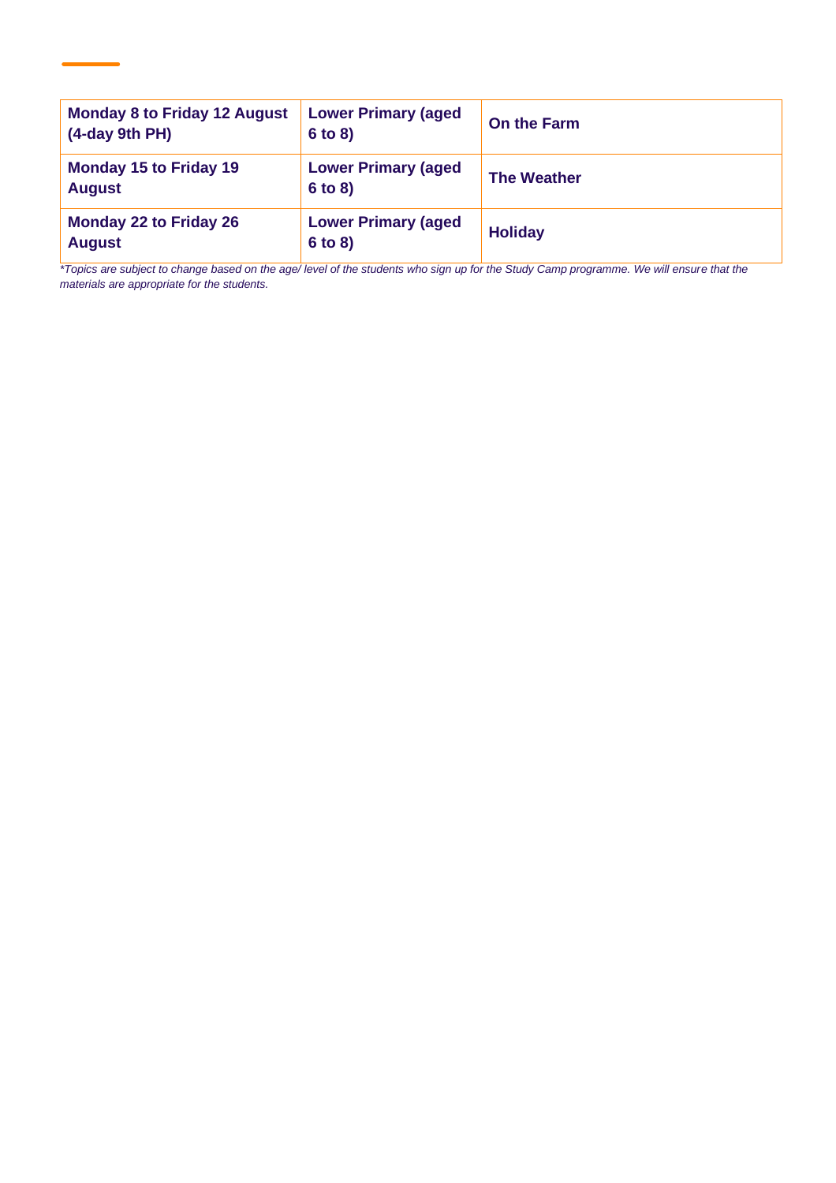| | | |
|---|---|---|
| **Monday 8 to Friday 12 August (4-day 9th PH)** | **Lower Primary (aged 6 to 8)** | **On the Farm** |
| **Monday 15 to Friday 19 August** | **Lower Primary (aged 6 to 8)** | **The Weather** |
| **Monday 22 to Friday 26 August** | **Lower Primary (aged 6 to 8)** | **Holiday** |

*\*Topics are subject to change based on the age/ level of the students who sign up for the Study Camp programme. We will ensure that the materials are appropriate for the students.*